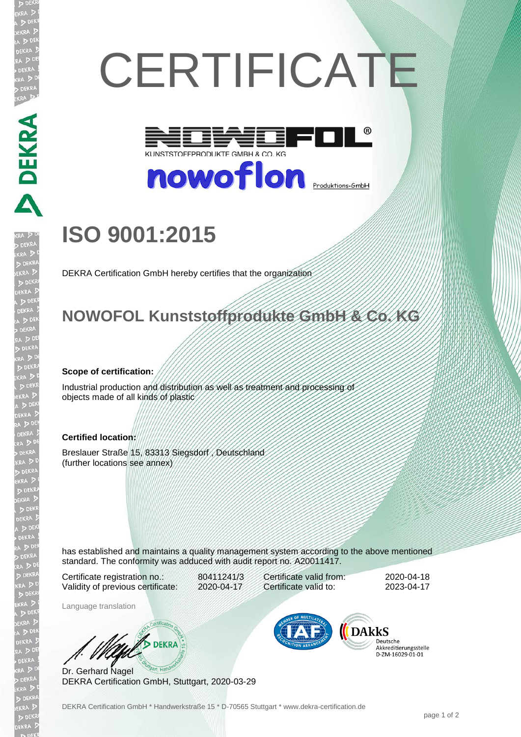# CERTIFICATE

NOWOFOL®

KUNSTSTOFFPRODUKTE GMBH & CO. KG

nowoflon Produktions-GmbH

## ISO 9001:2015

DEKRA Certification GmbH hereby certifies that the organization

## NOWOFOL Kunststoffprodukte GmbH & Co. KG

**Scope of certification:**

Industrial production and distribution as well as treatment and processing of objects made of all kinds of plastic

**Certified location:**

Breslauer Straße 15, 83313 Siegsdorf , Deutschland
(further locations see annex)

has established and maintains a quality management system according to the above mentioned standard. The conformity was adduced with audit report no. A20011417.

| | | | |
|---|---|---|---|
| Certificate registration no.: | 80411241/3 | Certificate valid from: | 2020-04-18 |
| Validity of previous certificate: | 2020-04-17 | Certificate valid to: | 2023-04-17 |

Language translation

Dr. Gerhard Nagel
DEKRA Certification GmbH, Stuttgart, 2020-03-29

DAkkS Deutsche Akkreditierungsstelle D-ZM-16029-01-01

DEKRA Certification GmbH * Handwerkstraße 15 * D-70565 Stuttgart * www.dekra-certification.de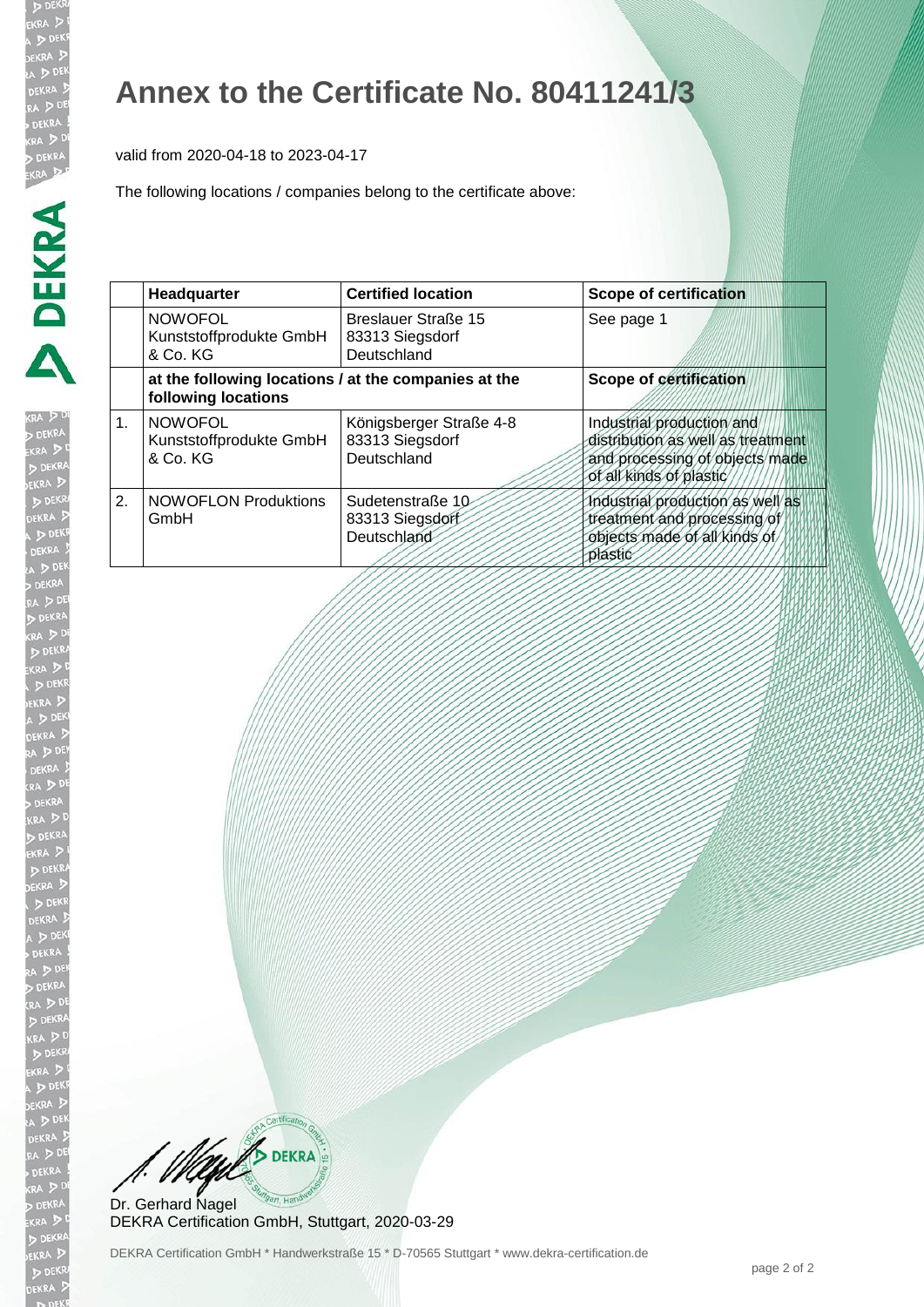# Annex to the Certificate No. 80411241/3

valid from 2020-04-18 to 2023-04-17

The following locations / companies belong to the certificate above:

| | Headquarter | Certified location | Scope of certification |
|---|---|---|---|
| | NOWOFOL Kunststoffprodukte GmbH & Co. KG | Breslauer Straße 15<br>83313 Siegsdorf<br>Deutschland | See page 1 |
| | **at the following locations / at the companies at the following locations** | | **Scope of certification** |
| 1. | NOWOFOL Kunststoffprodukte GmbH & Co. KG | Königsberger Straße 4-8<br>83313 Siegsdorf<br>Deutschland | Industrial production and distribution as well as treatment and processing of objects made of all kinds of plastic |
| 2. | NOWOFLON Produktions GmbH | Sudetenstraße 10<br>83313 Siegsdorf<br>Deutschland | Industrial production as well as treatment and processing of objects made of all kinds of plastic |

Dr. Gerhard Nagel
DEKRA Certification GmbH, Stuttgart, 2020-03-29

DEKRA Certification GmbH * Handwerkstraße 15 * D-70565 Stuttgart * www.dekra-certification.de